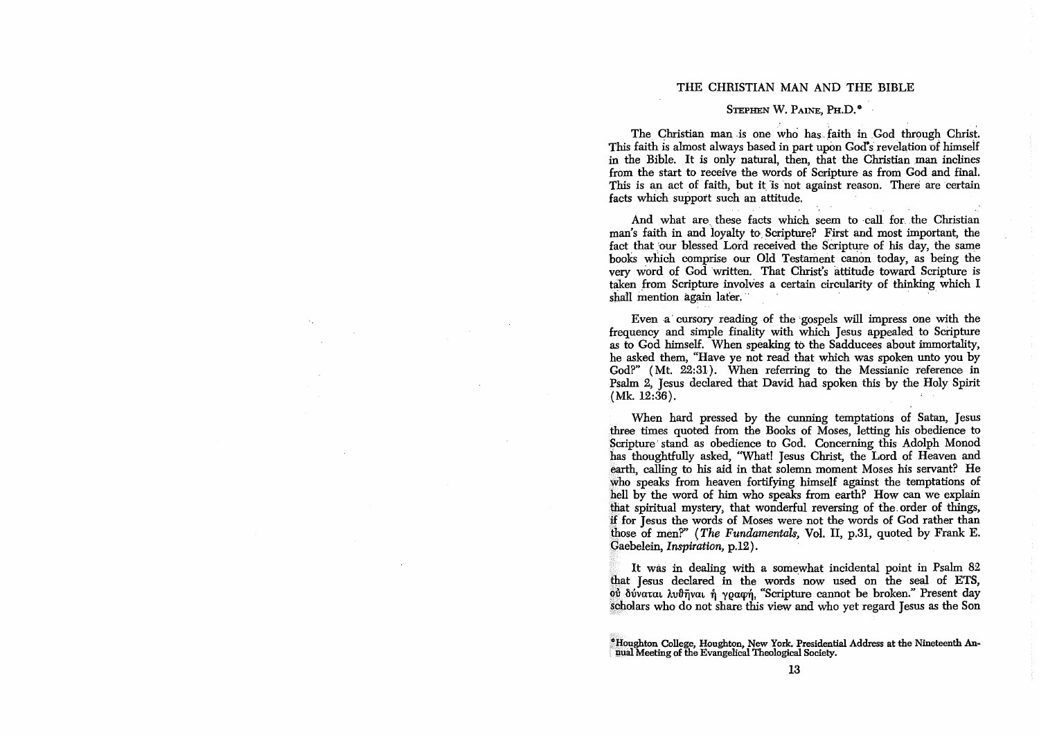# THE CHRISTIAN MAN AND THE BIBLE

STEPHEN W. PAINE, PH.D.*

The Christian man is one who has faith in God through Christ. This faith is almost always based in part upon God's revelation of himself in the Bible. It is only natural, then, that the Christian man inclines from the start to receive the words of Scripture as from God and final. This is an act of faith, but it is not against reason. There are certain facts which support such an attitude.

And what are these facts which seem to call for the Christian man's faith in and loyalty to Scripture? First and most important, the fact that our blessed Lord received the Scripture of his day, the same books which comprise our Old Testament canon today, as being the very word of God written. That Christ's attitude toward Scripture is taken from Scripture involves a certain circularity of thinking which I shall mention again later.

Even a cursory reading of the gospels will impress one with the frequency and simple finality with which Jesus appealed to Scripture as to God himself. When speaking to the Sadducees about immortality, he asked them, "Have ye not read that which was spoken unto you by God?" (Mt. 22:31). When referring to the Messianic reference in Psalm 2, Jesus declared that David had spoken this by the Holy Spirit (Mk. 12:36).

When hard pressed by the cunning temptations of Satan, Jesus three times quoted from the Books of Moses, letting his obedience to Scripture stand as obedience to God. Concerning this Adolph Monod has thoughtfully asked, "What! Jesus Christ, the Lord of Heaven and earth, calling to his aid in that solemn moment Moses his servant? He who speaks from heaven fortifying himself against the temptations of hell by the word of him who speaks from earth? How can we explain that spiritual mystery, that wonderful reversing of the order of things, if for Jesus the words of Moses were not the words of God rather than those of men?" (*The Fundamentals,* Vol. II, p.31, quoted by Frank E. Gaebelein, *Inspiration,* p.12).

It was in dealing with a somewhat incidental point in Psalm 82 that Jesus declared in the words now used on the seal of ETS, οὐ δύναται λυθῆναι ἡ γραφή, "Scripture cannot be broken." Present day scholars who do not share this view and who yet regard Jesus as the Son

*Houghton College, Houghton, New York. Presidential Address at the Nineteenth Annual Meeting of the Evangelical Theological Society.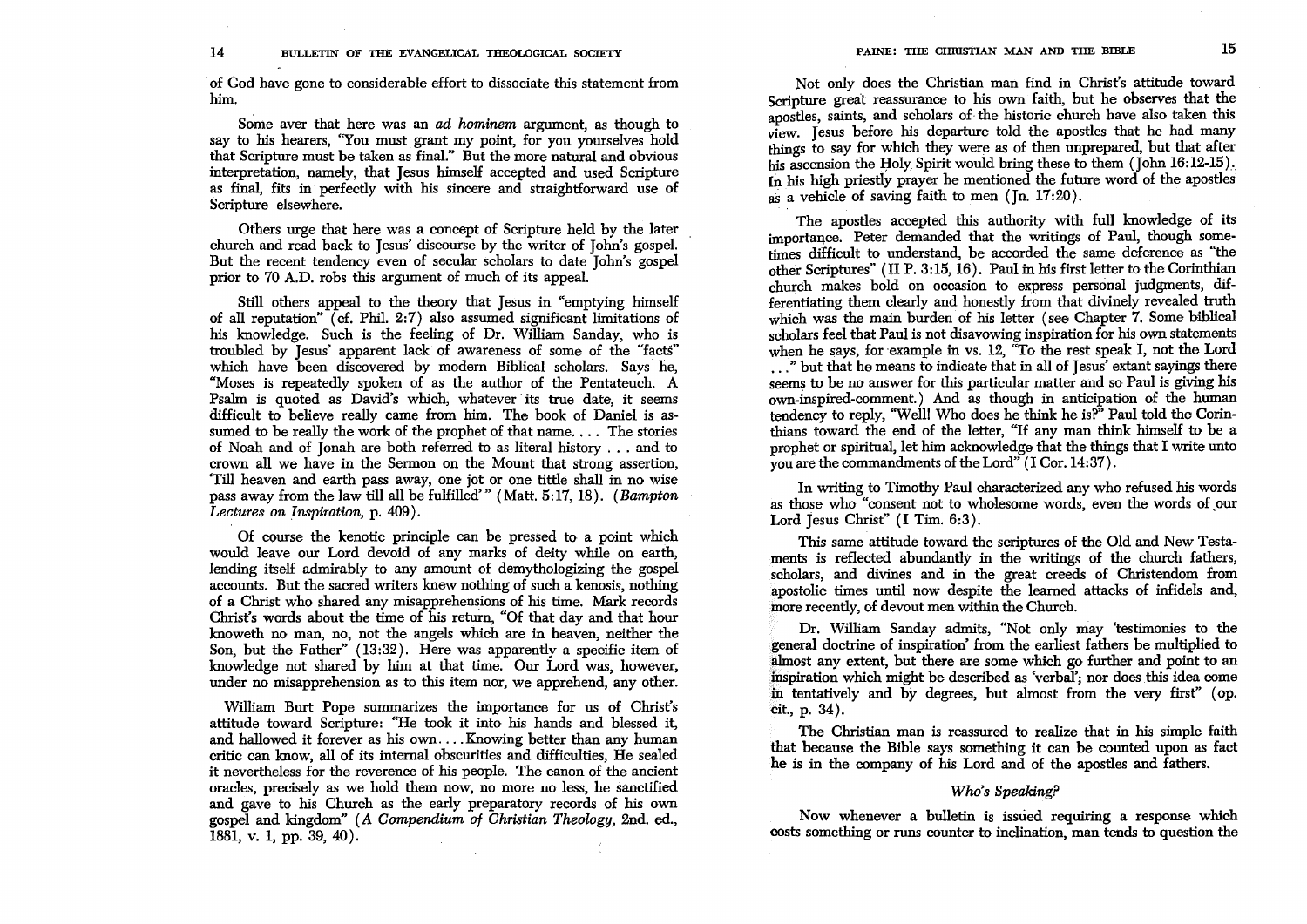of God have gone to considerable effort to dissociate this statement from him.

Some aver that here was an *ad hominem* argument, as though to say to his hearers, "You must grant my point, for you yourselves hold that Scripture must be taken as final." But the more natural and obvious interpretation, namely, that Jesus himself accepted and used Scripture as final, fits in perfectly with his sincere and straightforward use of Scripture elsewhere.

Others urge that here was a concept of Scripture held by the later church and read back to Jesus' discourse by the writer of John's gospel. But the recent tendency even of secular scholars to date John's gospel prior to 70 A.D. robs this argument of much of its appeal.

Still others appeal to the theory that Jesus in "emptying himself of all reputation" (cf. Phil. 2:7) also assumed significant limitations of his knowledge. Such is the feeling of Dr. William Sanday, who is troubled by Jesus' apparent lack of awareness of some of the "facts" which have been discovered by modern Biblical scholars. Says he, "Moses is repeatedly spoken of as the author of the Pentateuch. A Psalm is quoted as David's which, whatever its true date, it seems difficult to believe really came from him. The book of Daniel is assumed to be really the work of the prophet of that name. . . . The stories of Noah and of Jonah are both referred to as literal history . . . and to crown all we have in the Sermon on the Mount that strong assertion, 'Till heaven and earth pass away, one jot or one tittle shall in no wise pass away from the law till all be fulfilled'" (Matt. 5:17, 18). (*Bampton Lectures on Inspiration*, p. 409).

Of course the kenotic principle can be pressed to a point which would leave our Lord devoid of any marks of deity while on earth, lending itself admirably to any amount of demythologizing the gospel accounts. But the sacred writers knew nothing of such a kenosis, nothing of a Christ who shared any misapprehensions of his time. Mark records Christ's words about the time of his return, "Of that day and that hour knoweth no man, no, not the angels which are in heaven, neither the Son, but the Father" (13:32). Here was apparently a specific item of knowledge not shared by him at that time. Our Lord was, however, under no misapprehension as to this item nor, we apprehend, any other.

William Burt Pope summarizes the importance for us of Christ's attitude toward Scripture: "He took it into his hands and blessed it, and hallowed it forever as his own. . . . Knowing better than any human critic can know, all of its internal obscurities and difficulties, He sealed it nevertheless for the reverence of his people. The canon of the ancient oracles, precisely as we hold them now, no more no less, he sanctified and gave to his Church as the early preparatory records of his own gospel and kingdom" (*A Compendium of Christian Theology,* 2nd. ed., 1881, v. 1, pp. 39, 40).

Not only does the Christian man find in Christ's attitude toward Scripture great reassurance to his own faith, but he observes that the apostles, saints, and scholars of the historic church have also taken this view. Jesus before his departure told the apostles that he had many things to say for which they were as of then unprepared, but that after his ascension the Holy Spirit would bring these to them (John 16:12-15). In his high priestly prayer he mentioned the future word of the apostles as a vehicle of saving faith to men (Jn. 17:20).

The apostles accepted this authority with full knowledge of its importance. Peter demanded that the writings of Paul, though sometimes difficult to understand, be accorded the same deference as "the other Scriptures" (II P. 3:15, 16). Paul in his first letter to the Corinthian church makes bold on occasion to express personal judgments, differentiating them clearly and honestly from that divinely revealed truth which was the main burden of his letter (see Chapter 7. Some biblical scholars feel that Paul is not disavowing inspiration for his own statements when he says, for example in vs. 12, "To the rest speak I, not the Lord . . ." but that he means to indicate that in all of Jesus' extant sayings there seems to be no answer for this particular matter and so Paul is giving his own-inspired-comment.) And as though in anticipation of the human tendency to reply, "Well! Who does he think he is?" Paul told the Corinthians toward the end of the letter, "If any man think himself to be a prophet or spiritual, let him acknowledge that the things that I write unto you are the commandments of the Lord" (I Cor. 14:37).

In writing to Timothy Paul characterized any who refused his words as those who "consent not to wholesome words, even the words of our Lord Jesus Christ" (I Tim. 6:3).

This same attitude toward the scriptures of the Old and New Testaments is reflected abundantly in the writings of the church fathers, scholars, and divines and in the great creeds of Christendom from apostolic times until now despite the learned attacks of infidels and, more recently, of devout men within the Church.

Dr. William Sanday admits, "Not only may 'testimonies to the general doctrine of inspiration' from the earliest fathers be multiplied to almost any extent, but there are some which go further and point to an inspiration which might be described as 'verbal'; nor does this idea come in tentatively and by degrees, but almost from the very first" (op. cit., p. 34).

The Christian man is reassured to realize that in his simple faith that because the Bible says something it can be counted upon as fact he is in the company of his Lord and of the apostles and fathers.

### *Who's Speaking?*

Now whenever a bulletin is issued requiring a response which costs something or runs counter to inclination, man tends to question the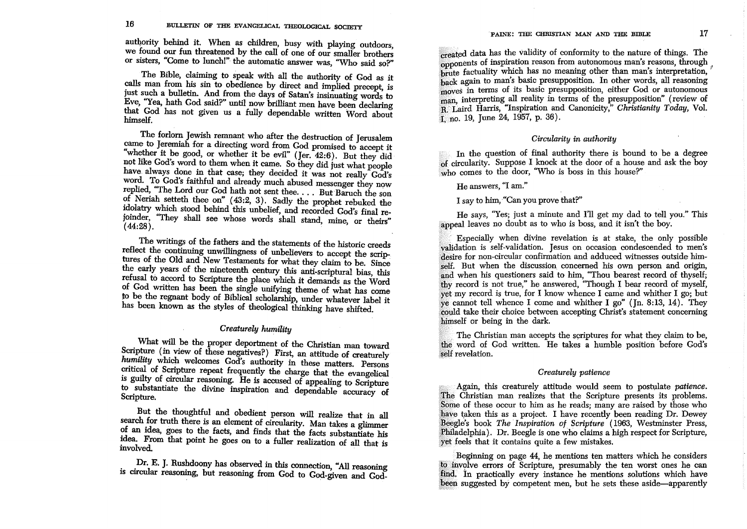authority behind it. When as children, busy with playing outdoors, we found our fun threatened by the call of one of our smaller brothers or sisters, "Come to lunch!" the automatic answer was, "Who said so?"

The Bible, claiming to speak with all the authority of God as it calls man from his sin to obedience by direct and implied precept, is just such a bulletin. And from the days of Satan's insinuating words to Eve, "Yea, hath God said?" until now brilliant men have been declaring that God has not given us a fully dependable written Word about himself.

The forlorn Jewish remnant who after the destruction of Jerusalem came to Jeremiah for a directing word from God promised to accept it "whether it be good, or whether it be evil" (Jer. 42:6). But they did not like God's word to them when it came. So they did just what people have always done in that case; they decided it was not really God's word. To God's faithful and already much abused messenger they now replied, "The Lord our God hath not sent thee. . . . But Baruch the son of Neriah setteth thee on" (43:2, 3). Sadly the prophet rebuked the idolatry which stood behind this unbelief, and recorded God's final rejoinder, "They shall see whose words shall stand, mine, or theirs" (44:28).

The writings of the fathers and the statements of the historic creeds reflect the continuing unwillingness of unbelievers to accept the scriptures of the Old and New Testaments for what they claim to be. Since the early years of the nineteenth century this anti-scriptural bias, this refusal to accord to Scripture the place which it demands as the Word of God written has been the single unifying theme of what has come to be the regnant body of Biblical scholarship, under whatever label it has been known as the styles of theological thinking have shifted.

### *Creaturely humility*

What will be the proper deportment of the Christian man toward Scripture (in view of these negatives?) First, an attitude of creaturely *humility* which welcomes God's authority in these matters. Persons critical of Scripture repeat frequently the charge that the evangelical is guilty of circular reasoning. He is accused of appealing to Scripture to substantiate the divine inspiration and dependable accuracy of Scripture.

But the thoughtful and obedient person will realize that in all search for truth there is an element of circularity. Man takes a glimmer of an idea, goes to the facts, and finds that the facts substantiate his idea. From that point he goes on to a fuller realization of all that is involved.

Dr. E. J. Rushdoony has observed in this connection, "All reasoning is circular reasoning, but reasoning from God to God-given and God-created data has the validity of conformity to the nature of things. The opponents of inspiration reason from autonomous man's reasons, through brute factuality which has no meaning other than man's interpretation, back again to man's basic presupposition. In other words, all reasoning moves in terms of its basic presupposition, either God or autonomous man, interpreting all reality in terms of the presupposition" (review of R. Laird Harris, "Inspiration and Canonicity," *Christianity Today*, Vol. I, no. 19, June 24, 1957, p. 36).

### *Circularity in authority*

In the question of final authority there is bound to be a degree of circularity. Suppose I knock at the door of a house and ask the boy who comes to the door, "Who is boss in this house?"

He answers, "I am."

I say to him, "Can you prove that?"

He says, "Yes; just a minute and I'll get my dad to tell you." This appeal leaves no doubt as to who is boss, and it isn't the boy.

Especially when divine revelation is at stake, the only possible validation is self-validation. Jesus on occasion condescended to men's desire for non-circular confirmation and adduced witnesses outside himself. But when the discussion concerned his own person and origin, and when his questioners said to him, "Thou bearest record of thyself; thy record is not true," he answered, "Though I bear record of myself, yet my record is true, for I know whence I came and whither I go; but ye cannot tell whence I come and whither I go" (Jn. 8:13, 14). They could take their choice between accepting Christ's statement concerning himself or being in the dark.

The Christian man accepts the scriptures for what they claim to be, the word of God written. He takes a humble position before God's self revelation.

### *Creaturely patience*

Again, this creaturely attitude would seem to postulate *patience*. The Christian man realizes that the Scripture presents its problems. Some of these occur to him as he reads; many are raised by those who have taken this as a project. I have recently been reading Dr. Dewey Beegle's book *The Inspiration of Scripture* (1963, Westminster Press, Philadelphia). Dr. Beegle is one who claims a high respect for Scripture, yet feels that it contains quite a few mistakes.

Beginning on page 44, he mentions ten matters which he considers to involve errors of Scripture, presumably the ten worst ones he can find. In practically every instance he mentions solutions which have been suggested by competent men, but he sets these aside—apparently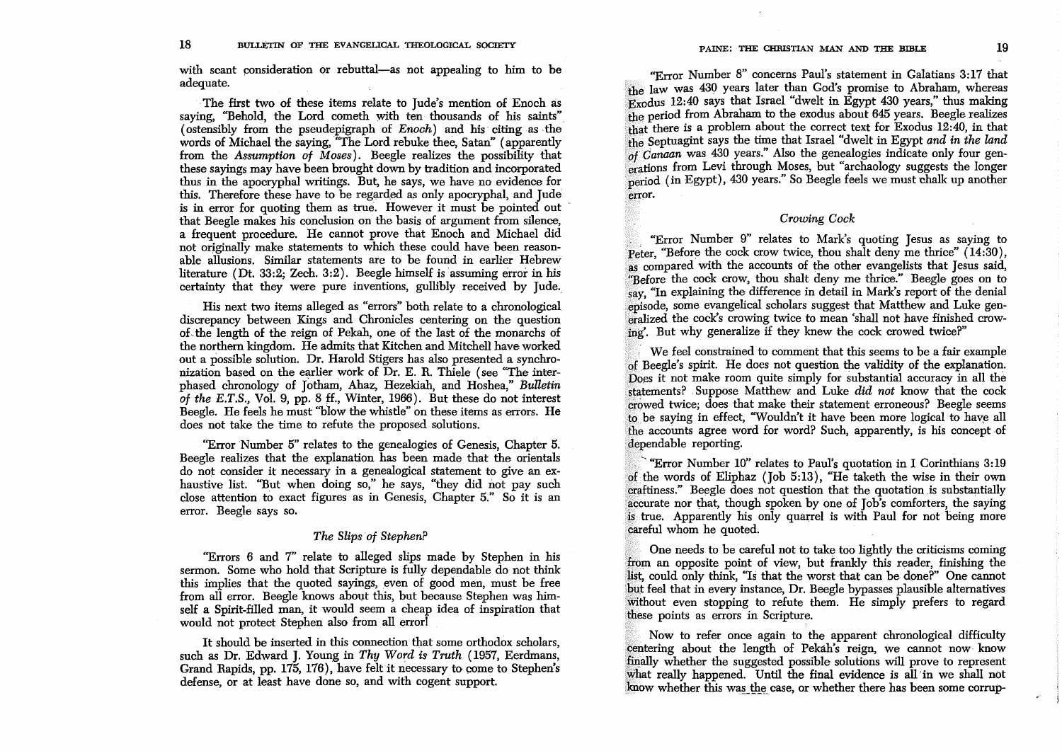with scant consideration or rebuttal—as not appealing to him to be adequate.

The first two of these items relate to Jude's mention of Enoch as saying, "Behold, the Lord cometh with ten thousands of his saints" (ostensibly from the pseudepigraph of *Enoch*) and his citing as the words of Michael the saying, "The Lord rebuke thee, Satan" (apparently from the *Assumption of Moses*). Beegle realizes the possibility that these sayings may have been brought down by tradition and incorporated thus in the apocryphal writings. But, he says, we have no evidence for this. Therefore these have to be regarded as only apocryphal, and Jude is in error for quoting them as true. However it must be pointed out that Beegle makes his conclusion on the basis of argument from silence, a frequent procedure. He cannot prove that Enoch and Michael did not originally make statements to which these could have been reasonable allusions. Similar statements are to be found in earlier Hebrew literature (Dt. 33:2; Zech. 3:2). Beegle himself is assuming error in his certainty that they were pure inventions, gullibly received by Jude.

His next two items alleged as "errors" both relate to a chronological discrepancy between Kings and Chronicles centering on the question of the length of the reign of Pekah, one of the last of the monarchs of the northern kingdom. He admits that Kitchen and Mitchell have worked out a possible solution. Dr. Harold Stigers has also presented a synchronization based on the earlier work of Dr. E. R. Thiele (see "The interphased chronology of Jotham, Ahaz, Hezekiah, and Hoshea," *Bulletin of the E.T.S.*, Vol. 9, pp. 8 ff., Winter, 1966). But these do not interest Beegle. He feels he must "blow the whistle" on these items as errors. He does not take the time to refute the proposed solutions.

"Error Number 5" relates to the genealogies of Genesis, Chapter 5. Beegle realizes that the explanation has been made that the orientals do not consider it necessary in a genealogical statement to give an exhaustive list. "But when doing so," he says, "they did not pay such close attention to exact figures as in Genesis, Chapter 5." So it is an error. Beegle says so.

### *The Slips of Stephen?*

"Errors 6 and 7" relate to alleged slips made by Stephen in his sermon. Some who hold that Scripture is fully dependable do not think this implies that the quoted sayings, even of good men, must be free from all error. Beegle knows about this, but because Stephen was himself a Spirit-filled man, it would seem a cheap idea of inspiration that would not protect Stephen also from all error!

It should be inserted in this connection that some orthodox scholars, such as Dr. Edward J. Young in *Thy Word is Truth* (1957, Eerdmans, Grand Rapids, pp. 175, 176), have felt it necessary to come to Stephen's defense, or at least have done so, and with cogent support.

"Error Number 8" concerns Paul's statement in Galatians 3:17 that the law was 430 years later than God's promise to Abraham, whereas Exodus 12:40 says that Israel "dwelt in Egypt 430 years," thus making the period from Abraham to the exodus about 645 years. Beegle realizes that there is a problem about the correct text for Exodus 12:40, in that the Septuagint says the time that Israel "dwelt in Egypt *and in the land of Canaan* was 430 years." Also the genealogies indicate only four generations from Levi through Moses, but "archaology suggests the longer period (in Egypt), 430 years." So Beegle feels we must chalk up another error.

### *Crowing Cock*

"Error Number 9" relates to Mark's quoting Jesus as saying to Peter, "Before the cock crow twice, thou shalt deny me thrice" (14:30), as compared with the accounts of the other evangelists that Jesus said, "Before the cock crow, thou shalt deny me thrice." Beegle goes on to say, "In explaining the difference in detail in Mark's report of the denial episode, some evangelical scholars suggest that Matthew and Luke generalized the cock's crowing twice to mean 'shall not have finished crowing'. But why generalize if they knew the cock crowed twice?"

We feel constrained to comment that this seems to be a fair example of Beegle's spirit. He does not question the validity of the explanation. Does it not make room quite simply for substantial accuracy in all the statements? Suppose Matthew and Luke *did not* know that the cock crowed twice; does that make their statement erroneous? Beegle seems to be saying in effect, "Wouldn't it have been more logical to have all the accounts agree word for word? Such, apparently, is his concept of dependable reporting.

"Error Number 10" relates to Paul's quotation in I Corinthians 3:19 of the words of Eliphaz (Job 5:13), "He taketh the wise in their own craftiness." Beegle does not question that the quotation is substantially accurate nor that, though spoken by one of Job's comforters, the saying is true. Apparently his only quarrel is with Paul for not being more careful whom he quoted.

One needs to be careful not to take too lightly the criticisms coming from an opposite point of view, but frankly this reader, finishing the list, could only think, "Is that the worst that can be done?" One cannot but feel that in every instance, Dr. Beegle bypasses plausible alternatives without even stopping to refute them. He simply prefers to regard these points as errors in Scripture.

Now to refer once again to the apparent chronological difficulty centering about the length of Pekah's reign, we cannot now know finally whether the suggested possible solutions will prove to represent what really happened. Until the final evidence is all in we shall not know whether this was the case, or whether there has been some corrup-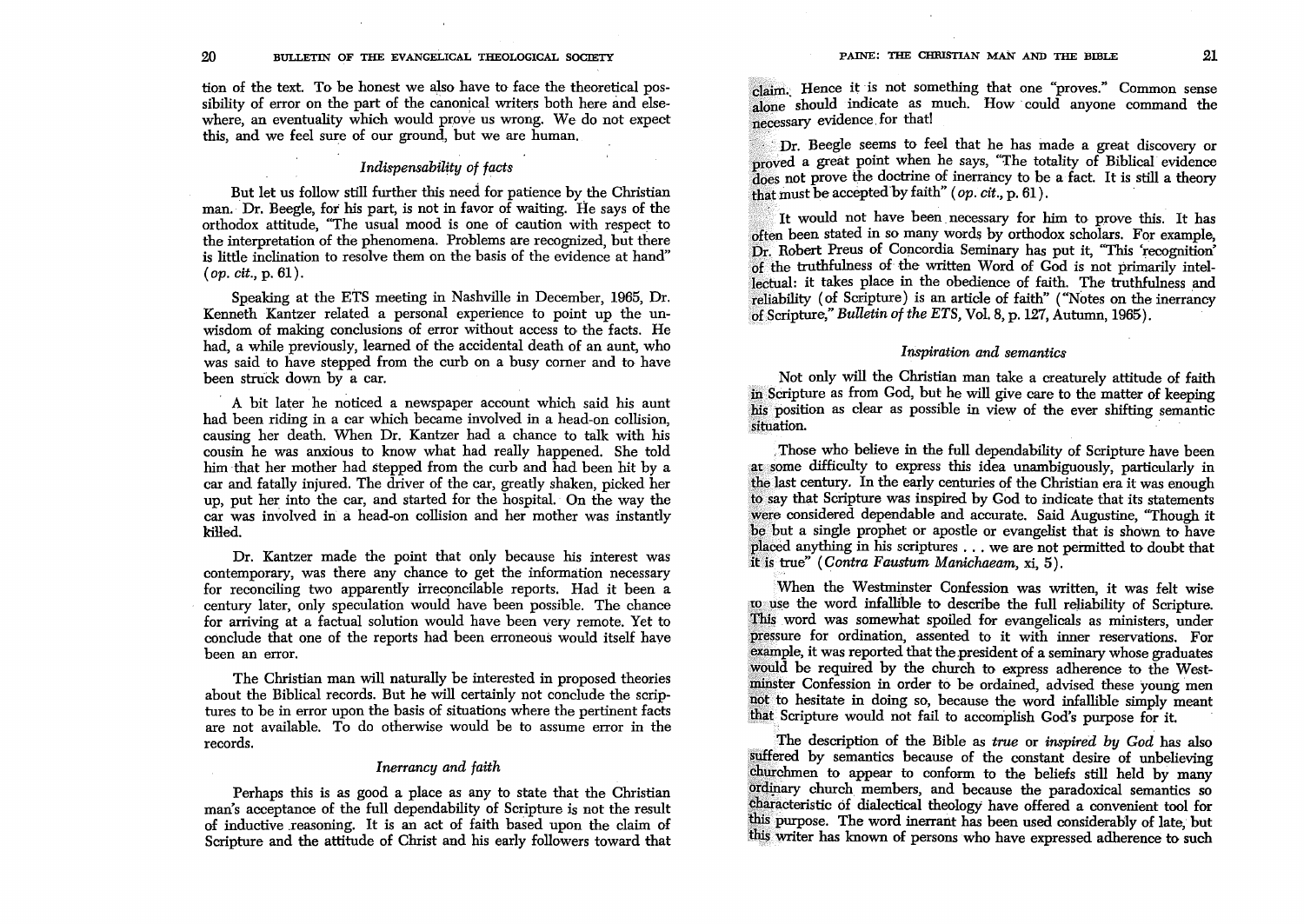tion of the text. To be honest we also have to face the theoretical possibility of error on the part of the canonical writers both here and elsewhere, an eventuality which would prove us wrong. We do not expect this, and we feel sure of our ground, but we are human.

### *Indispensability of facts*

But let us follow still further this need for patience by the Christian man. Dr. Beegle, for his part, is not in favor of waiting. He says of the orthodox attitude, "The usual mood is one of caution with respect to the interpretation of the phenomena. Problems are recognized, but there is little inclination to resolve them on the basis of the evidence at hand" (*op. cit.*, p. 61).

Speaking at the ETS meeting in Nashville in December, 1965, Dr. Kenneth Kantzer related a personal experience to point up the unwisdom of making conclusions of error without access to the facts. He had, a while previously, learned of the accidental death of an aunt, who was said to have stepped from the curb on a busy corner and to have been struck down by a car.

A bit later he noticed a newspaper account which said his aunt had been riding in a car which became involved in a head-on collision, causing her death. When Dr. Kantzer had a chance to talk with his cousin he was anxious to know what had really happened. She told him that her mother had stepped from the curb and had been hit by a car and fatally injured. The driver of the car, greatly shaken, picked her up, put her into the car, and started for the hospital. On the way the car was involved in a head-on collision and her mother was instantly killed.

Dr. Kantzer made the point that only because his interest was contemporary, was there any chance to get the information necessary for reconciling two apparently irreconcilable reports. Had it been a century later, only speculation would have been possible. The chance for arriving at a factual solution would have been very remote. Yet to conclude that one of the reports had been erroneous would itself have been an error.

The Christian man will naturally be interested in proposed theories about the Biblical records. But he will certainly not conclude the scriptures to be in error upon the basis of situations where the pertinent facts are not available. To do otherwise would be to assume error in the records.

### *Inerrancy and faith*

Perhaps this is as good a place as any to state that the Christian man's acceptance of the full dependability of Scripture is not the result of inductive reasoning. It is an act of faith based upon the claim of Scripture and the attitude of Christ and his early followers toward that claim. Hence it is not something that one "proves." Common sense alone should indicate as much. How could anyone command the necessary evidence for that!

Dr. Beegle seems to feel that he has made a great discovery or proved a great point when he says, "The totality of Biblical evidence does not prove the doctrine of inerrancy to be a fact. It is still a theory that must be accepted by faith" (*op. cit.*, p. 61).

It would not have been necessary for him to prove this. It has often been stated in so many words by orthodox scholars. For example, Dr. Robert Preus of Concordia Seminary has put it, "This 'recognition' of the truthfulness of the written Word of God is not primarily intellectual: it takes place in the obedience of faith. The truthfulness and reliability (of Scripture) is an article of faith" ("Notes on the inerrancy of Scripture," *Bulletin of the ETS*, Vol. 8, p. 127, Autumn, 1965).

### *Inspiration and semantics*

Not only will the Christian man take a creaturely attitude of faith in Scripture as from God, but he will give care to the matter of keeping his position as clear as possible in view of the ever shifting semantic situation.

Those who believe in the full dependability of Scripture have been at some difficulty to express this idea unambiguously, particularly in the last century. In the early centuries of the Christian era it was enough to say that Scripture was inspired by God to indicate that its statements were considered dependable and accurate. Said Augustine, "Though it be but a single prophet or apostle or evangelist that is shown to have placed anything in his scriptures . . . we are not permitted to doubt that it is true" (*Contra Faustum Manichaeam*, xi, 5).

When the Westminster Confession was written, it was felt wise to use the word infallible to describe the full reliability of Scripture. This word was somewhat spoiled for evangelicals as ministers, under pressure for ordination, assented to it with inner reservations. For example, it was reported that the president of a seminary whose graduates would be required by the church to express adherence to the Westminster Confession in order to be ordained, advised these young men not to hesitate in doing so, because the word infallible simply meant that Scripture would not fail to accomplish God's purpose for it.

The description of the Bible as *true* or *inspired by God* has also suffered by semantics because of the constant desire of unbelieving churchmen to appear to conform to the beliefs still held by many ordinary church members, and because the paradoxical semantics so characteristic of dialectical theology have offered a convenient tool for this purpose. The word inerrant has been used considerably of late, but this writer has known of persons who have expressed adherence to such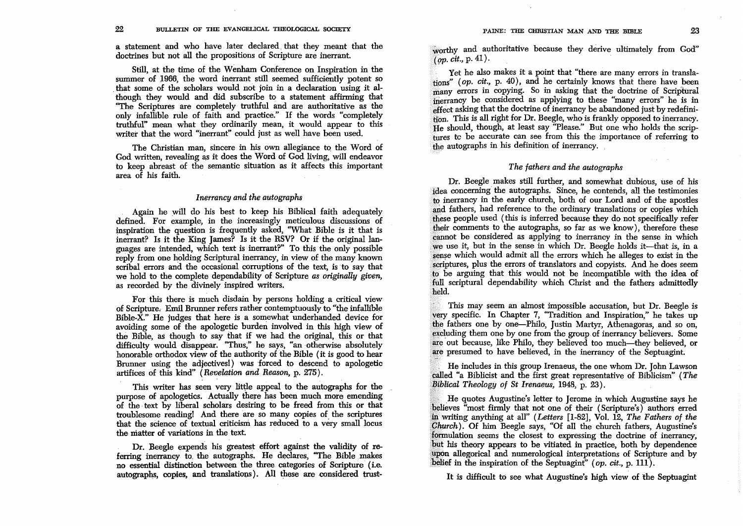a statement and who have later declared that they meant that the doctrines but not all the propositions of Scripture are inerrant.

Still, at the time of the Wenham Conference on Inspiration in the summer of 1966, the word inerrant still seemed sufficiently potent so that some of the scholars would not join in a declaration using it although they would and did subscribe to a statement affirming that "The Scriptures are completely truthful and are authoritative as the only infallible rule of faith and practice." If the words "completely truthful" mean what they ordinarily mean, it would appear to this writer that the word "inerrant" could just as well have been used.

The Christian man, sincere in his own allegiance to the Word of God written, revealing as it does the Word of God living, will endeavor to keep abreast of the semantic situation as it affects this important area of his faith.

### *Inerrancy and the autographs*

Again he will do his best to keep his Biblical faith adequately defined. For example, in the increasingly meticulous discussions of inspiration the question is frequently asked, "What Bible is it that is inerrant? Is it the King James? Is it the RSV? Or if the original languages are intended, which text is inerrant?" To this the only possible reply from one holding Scriptural inerrancy, in view of the many known scribal errors and the occasional corruptions of the text, is to say that we hold to the complete dependability of Scripture *as originally given,* as recorded by the divinely inspired writers.

For this there is much disdain by persons holding a critical view of Scripture. Emil Brunner refers rather contemptuously to "the infallible Bible-X." He judges that here is a somewhat underhanded device for avoiding some of the apologetic burden involved in this high view of the Bible, as though to say that if we had the original, this or that difficulty would disappear. "Thus," he says, "an otherwise absolutely honorable orthodox view of the authority of the Bible (it is good to hear Brunner using the adjectives!) was forced to descend to apologetic artifices of this kind" (*Revelation and Reason,* p. 275).

This writer has seen very little appeal to the autographs for the purpose of apologetics. Actually there has been much more emending of the text by liberal scholars desiring to be freed from this or that troublesome reading! And there are so many copies of the scriptures that the science of textual criticism has reduced to a very small locus the matter of variations in the text.

Dr. Beegle expends his greatest effort against the validity of referring inerrancy to the autographs. He declares, "The Bible makes no essential distinction between the three categories of Scripture (i.e. autographs, copies, and translations). All these are considered trustworthy and authoritative because they derive ultimately from God" (*op. cit.,* p. 41).

Yet he also makes it a point that "there are many errors in translations" (*op. cit.,* p. 40), and he certainly knows that there have been many errors in copying. So in asking that the doctrine of Scriptural inerrancy be considered as applying to these "many errors" he is in effect asking that the doctrine of inerrancy be abandoned just by redefinition. This is all right for Dr. Beegle, who is frankly opposed to inerrancy. He should, though, at least say "Please." But one who holds the scriptures to be accurate can see from this the importance of referring to the autographs in his definition of inerrancy.

### *The fathers and the autographs*

Dr. Beegle makes still further, and somewhat dubious, use of his idea concerning the autographs. Since, he contends, all the testimonies to inerrancy in the early church, both of our Lord and of the apostles and fathers, had reference to the ordinary translations or copies which these people used (this is inferred because they do not specifically refer their comments to the autographs, so far as we know), therefore these cannot be considered as applying to inerrancy in the sense in which we use it, but in the sense in which Dr. Beegle holds it—that is, in a sense which would admit all the errors which he alleges to exist in the scriptures, plus the errors of translators and copyists. And he does seem to be arguing that this would not be incompatible with the idea of full scriptural dependability which Christ and the fathers admittedly held.

This may seem an almost impossible accusation, but Dr. Beegle is very specific. In Chapter 7, "Tradition and Inspiration," he takes up the fathers one by one—Philo, Justin Martyr, Athenagoras, and so on, excluding them one by one from the group of inerrancy believers. Some are out because, like Philo, they believed too much—they believed, or are presumed to have believed, in the inerrancy of the Septuagint.

He includes in this group Irenaeus, the one whom Dr. John Lawson called "a Biblicist and the first great representative of Biblicism" (*The Biblical Theology of St Irenaeus,* 1948, p. 23).

He quotes Augustine's letter to Jerome in which Augustine says he believes "most firmly that not one of their (Scripture's) authors erred in writing anything at all" (*Letters* [1-82], Vol. 12, *The Fathers of the Church*). Of him Beegle says, "Of all the church fathers, Augustine's formulation seems the closest to expressing the doctrine of inerrancy, but his theory appears to be vitiated in practice, both by dependence upon allegorical and numerological interpretations of Scripture and by belief in the inspiration of the Septuagint" (*op. cit.,* p. 111).

It is difficult to see what Augustine's high view of the Septuagint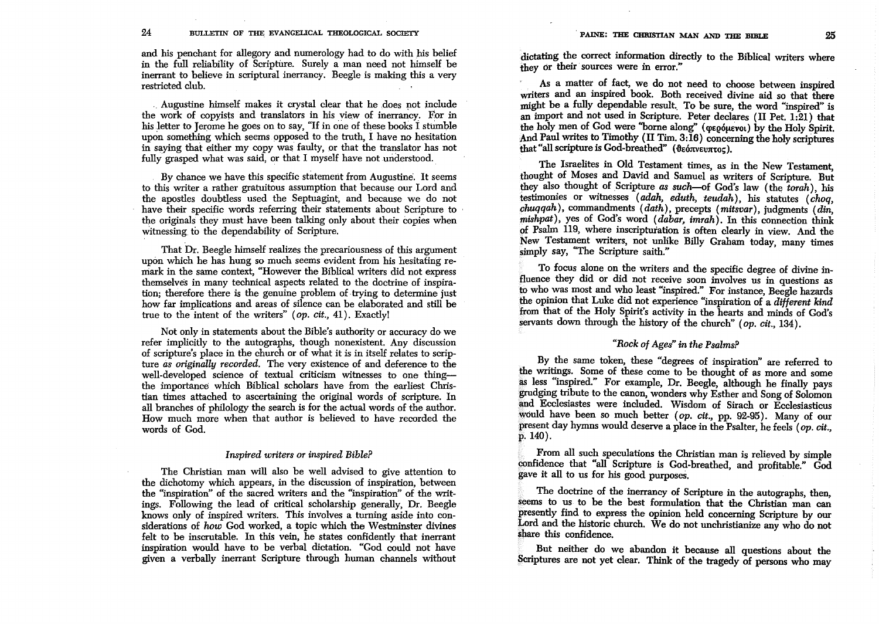and his penchant for allegory and numerology had to do with his belief in the full reliability of Scripture. Surely a man need not himself be inerrant to believe in scriptural inerrancy. Beegle is making this a very restricted club.

Augustine himself makes it crystal clear that he does not include the work of copyists and translators in his view of inerrancy. For in his letter to Jerome he goes on to say, "If in one of these books I stumble upon something which seems opposed to the truth, I have no hesitation in saying that either my copy was faulty, or that the translator has not fully grasped what was said, or that I myself have not understood.

By chance we have this specific statement from Augustine. It seems to this writer a rather gratuitous assumption that because our Lord and the apostles doubtless used the Septuagint, and because we do not have their specific words referring their statements about Scripture to the originals they must have been talking only about their copies when witnessing to the dependability of Scripture.

That Dr. Beegle himself realizes the precariousness of this argument upon which he has hung so much seems evident from his hesitating remark in the same context, "However the Biblical writers did not express themselves in many technical aspects related to the doctrine of inspiration; therefore there is the genuine problem of trying to determine just how far implications and areas of silence can be elaborated and still be true to the intent of the writers" (*op. cit.*, 41). Exactly!

Not only in statements about the Bible's authority or accuracy do we refer implicitly to the autographs, though nonexistent. Any discussion of scripture's place in the church or of what it is in itself relates to scripture *as originally recorded*. The very existence of and deference to the well-developed science of textual criticism witnesses to one thing—the importance which Biblical scholars have from the earliest Christian times attached to ascertaining the original words of scripture. In all branches of philology the search is for the actual words of the author. How much more when that author is believed to have recorded the words of God.

### *Inspired writers or inspired Bible?*

The Christian man will also be well advised to give attention to the dichotomy which appears, in the discussion of inspiration, between the "inspiration" of the sacred writers and the "inspiration" of the writings. Following the lead of critical scholarship generally, Dr. Beegle knows only of inspired writers. This involves a turning aside into considerations of *how* God worked, a topic which the Westminster divines felt to be inscrutable. In this vein, he states confidently that inerrant inspiration would have to be verbal dictation. "God could not have given a verbally inerrant Scripture through human channels without dictating the correct information directly to the Biblical writers where they or their sources were in error."

As a matter of fact, we do not need to choose between inspired writers and an inspired book. Both received divine aid so that there might be a fully dependable result. To be sure, the word "inspired" is an import and not used in Scripture. Peter declares (II Pet. 1:21) that the holy men of God were "borne along" (φερόμενοι) by the Holy Spirit. And Paul writes to Timothy (II Tim. 3:16) concerning the holy scriptures that "all scripture is God-breathed" (θεόπνευστος).

The Israelites in Old Testament times, as in the New Testament, thought of Moses and David and Samuel as writers of Scripture. But they also thought of Scripture *as such*—of God's law (the *torah*), his testimonies or witnesses (*adah, eduth, teudah*), his statutes (*choq, chuqqah*), commandments (*dath*), precepts (*mitsvar*), judgments (*din, mishpat*), yes of God's word (*dabar, imrah*). In this connection think of Psalm 119, where inscripturation is often clearly in view. And the New Testament writers, not unlike Billy Graham today, many times simply say, "The Scripture saith."

To focus alone on the writers and the specific degree of divine influence they did or did not receive soon involves us in questions as to who was most and who least "inspired." For instance, Beegle hazards the opinion that Luke did not experience "inspiration of a *different kind* from that of the Holy Spirit's activity in the hearts and minds of God's servants down through the history of the church" (*op. cit.*, 134).

### *"Rock of Ages" in the Psalms?*

By the same token, these "degrees of inspiration" are referred to the writings. Some of these come to be thought of as more and some as less "inspired." For example, Dr. Beegle, although he finally pays grudging tribute to the canon, wonders why Esther and Song of Solomon and Ecclesiastes were included. Wisdom of Sirach or Ecclesiasticus would have been so much better (*op. cit.*, pp. 92-95). Many of our present day hymns would deserve a place in the Psalter, he feels (*op. cit.*, p. 140).

From all such speculations the Christian man is relieved by simple confidence that "all Scripture is God-breathed, and profitable." God gave it all to us for his good purposes.

The doctrine of the inerrancy of Scripture in the autographs, then, seems to us to be the best formulation that the Christian man can presently find to express the opinion held concerning Scripture by our Lord and the historic church. We do not unchristianize any who do not share this confidence.

But neither do we abandon it because all questions about the Scriptures are not yet clear. Think of the tragedy of persons who may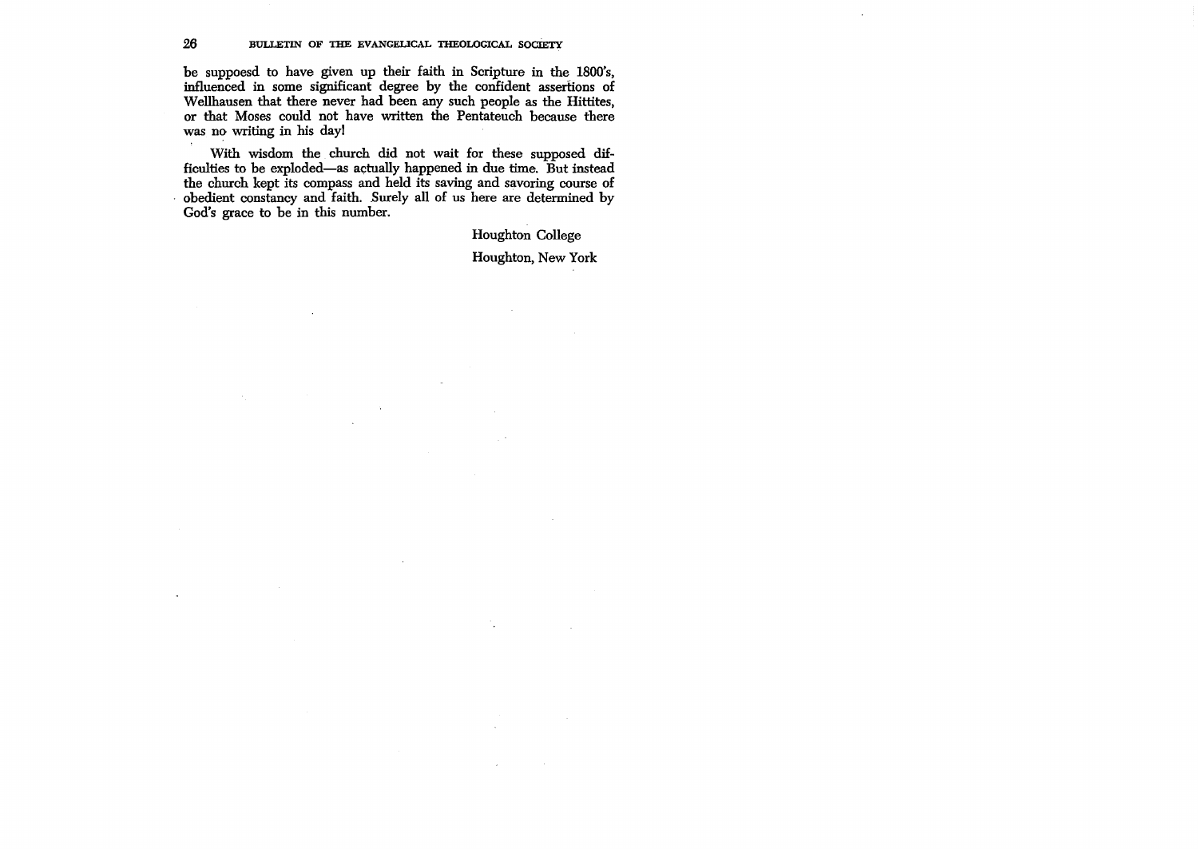be suppoesd to have given up their faith in Scripture in the 1800's, influenced in some significant degree by the confident assertions of Wellhausen that there never had been any such people as the Hittites, or that Moses could not have written the Pentateuch because there was no writing in his day!

With wisdom the church did not wait for these supposed difficulties to be exploded—as actually happened in due time. But instead the church kept its compass and held its saving and savoring course of obedient constancy and faith. Surely all of us here are determined by God's grace to be in this number.

Houghton College

Houghton, New York